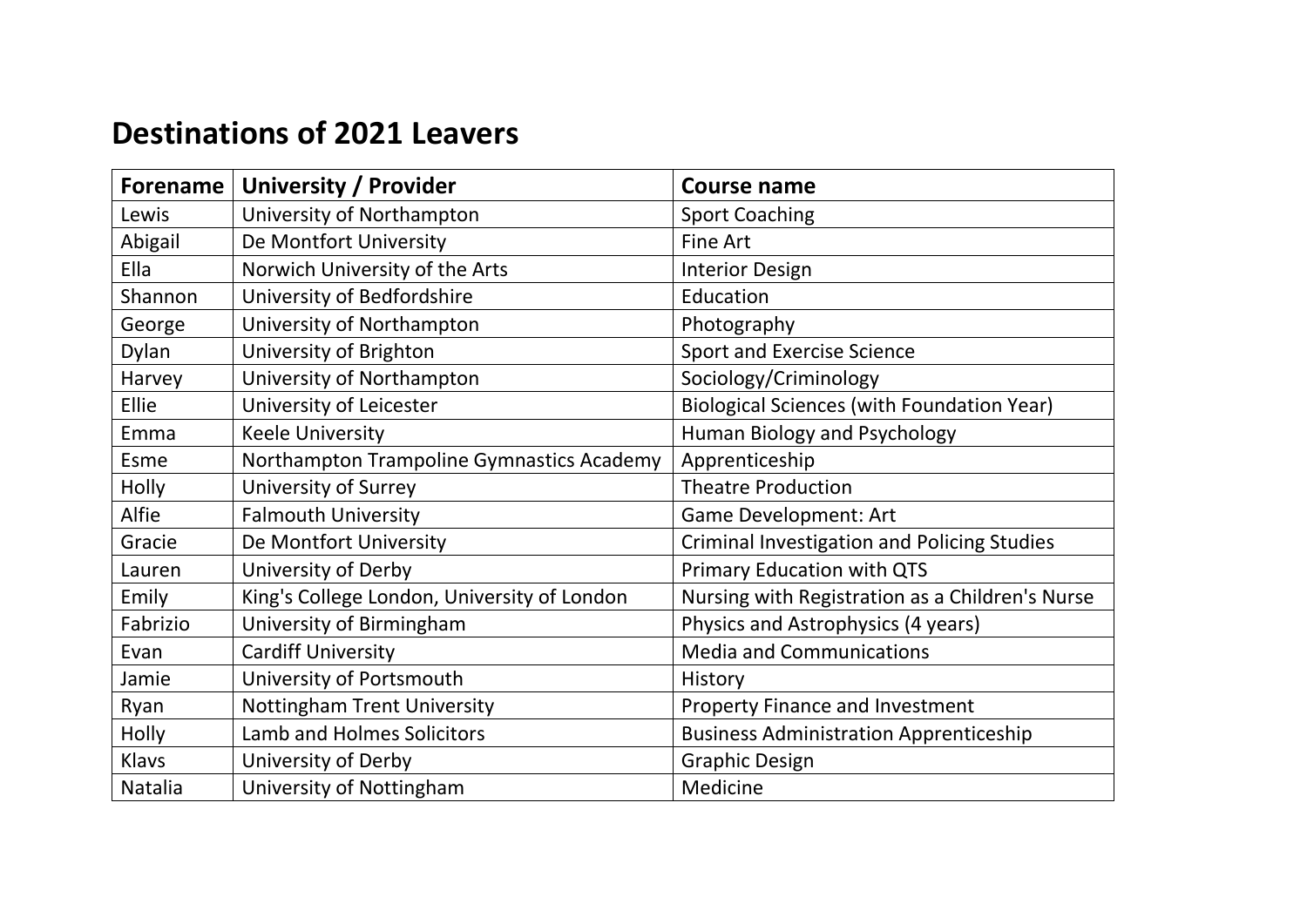# Destinations of 2021 Leavers

| Forename | University / Provider | Course name |
| --- | --- | --- |
| Lewis | University of Northampton | Sport Coaching |
| Abigail | De Montfort University | Fine Art |
| Ella | Norwich University of the Arts | Interior Design |
| Shannon | University of Bedfordshire | Education |
| George | University of Northampton | Photography |
| Dylan | University of Brighton | Sport and Exercise Science |
| Harvey | University of Northampton | Sociology/Criminology |
| Ellie | University of Leicester | Biological Sciences (with Foundation Year) |
| Emma | Keele University | Human Biology and Psychology |
| Esme | Northampton Trampoline Gymnastics Academy | Apprenticeship |
| Holly | University of Surrey | Theatre Production |
| Alfie | Falmouth University | Game Development: Art |
| Gracie | De Montfort University | Criminal Investigation and Policing Studies |
| Lauren | University of Derby | Primary Education with QTS |
| Emily | King's College London, University of London | Nursing with Registration as a Children's Nurse |
| Fabrizio | University of Birmingham | Physics and Astrophysics (4 years) |
| Evan | Cardiff University | Media and Communications |
| Jamie | University of Portsmouth | History |
| Ryan | Nottingham Trent University | Property Finance and Investment |
| Holly | Lamb and Holmes Solicitors | Business Administration Apprenticeship |
| Klavs | University of Derby | Graphic Design |
| Natalia | University of Nottingham | Medicine |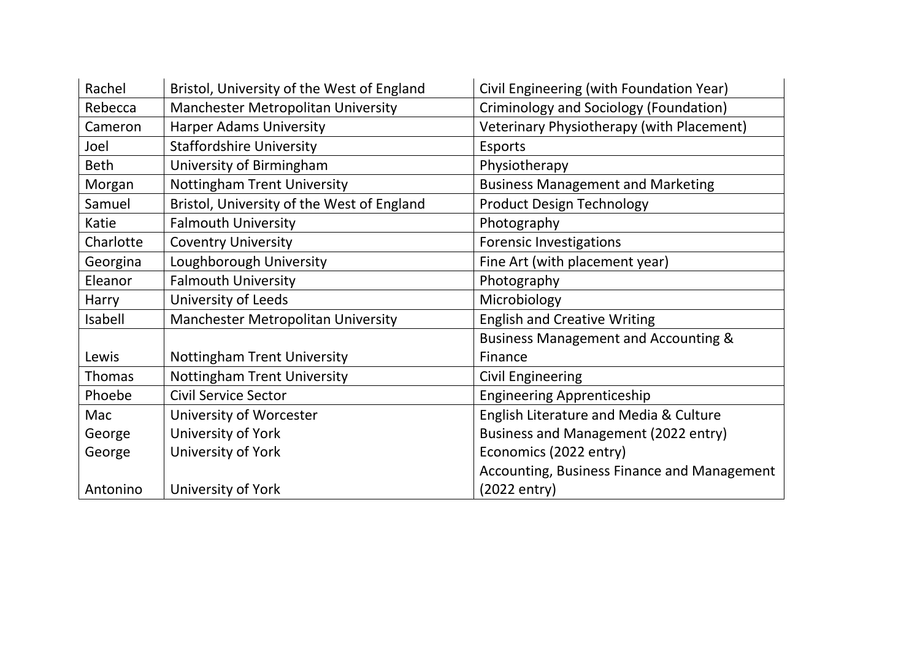| | | |
|---|---|---|
| Rachel | Bristol, University of the West of England | Civil Engineering (with Foundation Year) |
| Rebecca | Manchester Metropolitan University | Criminology and Sociology (Foundation) |
| Cameron | Harper Adams University | Veterinary Physiotherapy (with Placement) |
| Joel | Staffordshire University | Esports |
| Beth | University of Birmingham | Physiotherapy |
| Morgan | Nottingham Trent University | Business Management and Marketing |
| Samuel | Bristol, University of the West of England | Product Design Technology |
| Katie | Falmouth University | Photography |
| Charlotte | Coventry University | Forensic Investigations |
| Georgina | Loughborough University | Fine Art (with placement year) |
| Eleanor | Falmouth University | Photography |
| Harry | University of Leeds | Microbiology |
| Isabell | Manchester Metropolitan University | English and Creative Writing |
| Lewis | Nottingham Trent University | Business Management and Accounting & Finance |
| Thomas | Nottingham Trent University | Civil Engineering |
| Phoebe | Civil Service Sector | Engineering Apprenticeship |
| Mac | University of Worcester | English Literature and Media & Culture |
| George | University of York | Business and Management (2022 entry) |
| George | University of York | Economics (2022 entry) |
| Antonino | University of York | Accounting, Business Finance and Management (2022 entry) |